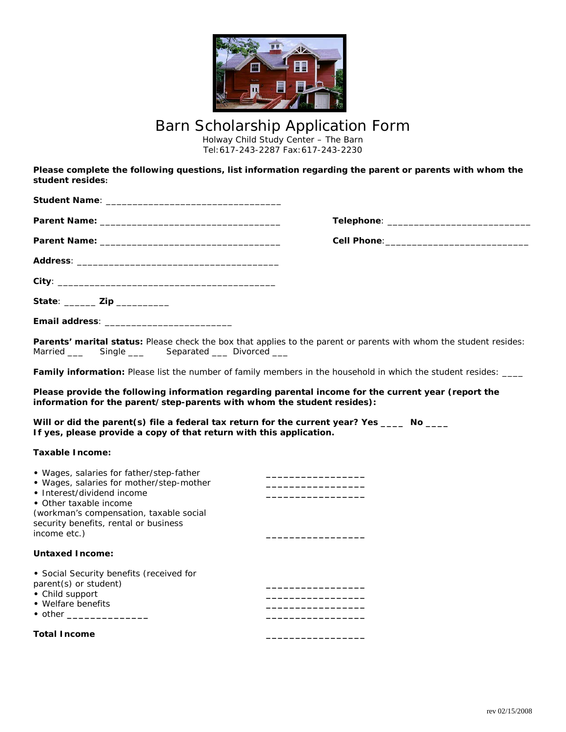# Barn Scholarship Application Form

Holway Child Study Center – The Barn
Tel:617-243-2287 Fax:617-243-2230

**Please complete the following questions, list information regarding the parent or parents with whom the student resides:**

**Student Name**: ________________________________

**Parent Name:** ________________________________ **Telephone**: ___________________________

**Parent Name:** ________________________________ **Cell Phone**:___________________________

**Address**: ____________________________________

**City**: _______________________________________

**State**: ______ **Zip** __________

**Email address**: _______________________

**Parents' marital status:** Please check the box that applies to the parent or parents with whom the student resides:
Married ___ Single ___ Separated ___ Divorced ___

**Family information:** Please list the number of family members in the household in which the student resides: ____

**Please provide the following information regarding parental income for the current year (report the information for the parent/step-parents with whom the student resides):**

**Will or did the parent(s) file a federal tax return for the current year? Yes ____ No ____**
**If yes, please provide a copy of that return with this application.**

**Taxable Income:**

- Wages, salaries for father/step-father _________________
- Wages, salaries for mother/step-mother _________________
- Interest/dividend income _________________
- Other taxable income (workman's compensation, taxable social security benefits, rental or business income etc.) _________________

**Untaxed Income:**

- Social Security benefits (received for parent(s) or student) _________________
- Child support _________________
- Welfare benefits _________________
- other ______________ _________________

**Total Income** _________________

rev 02/15/2008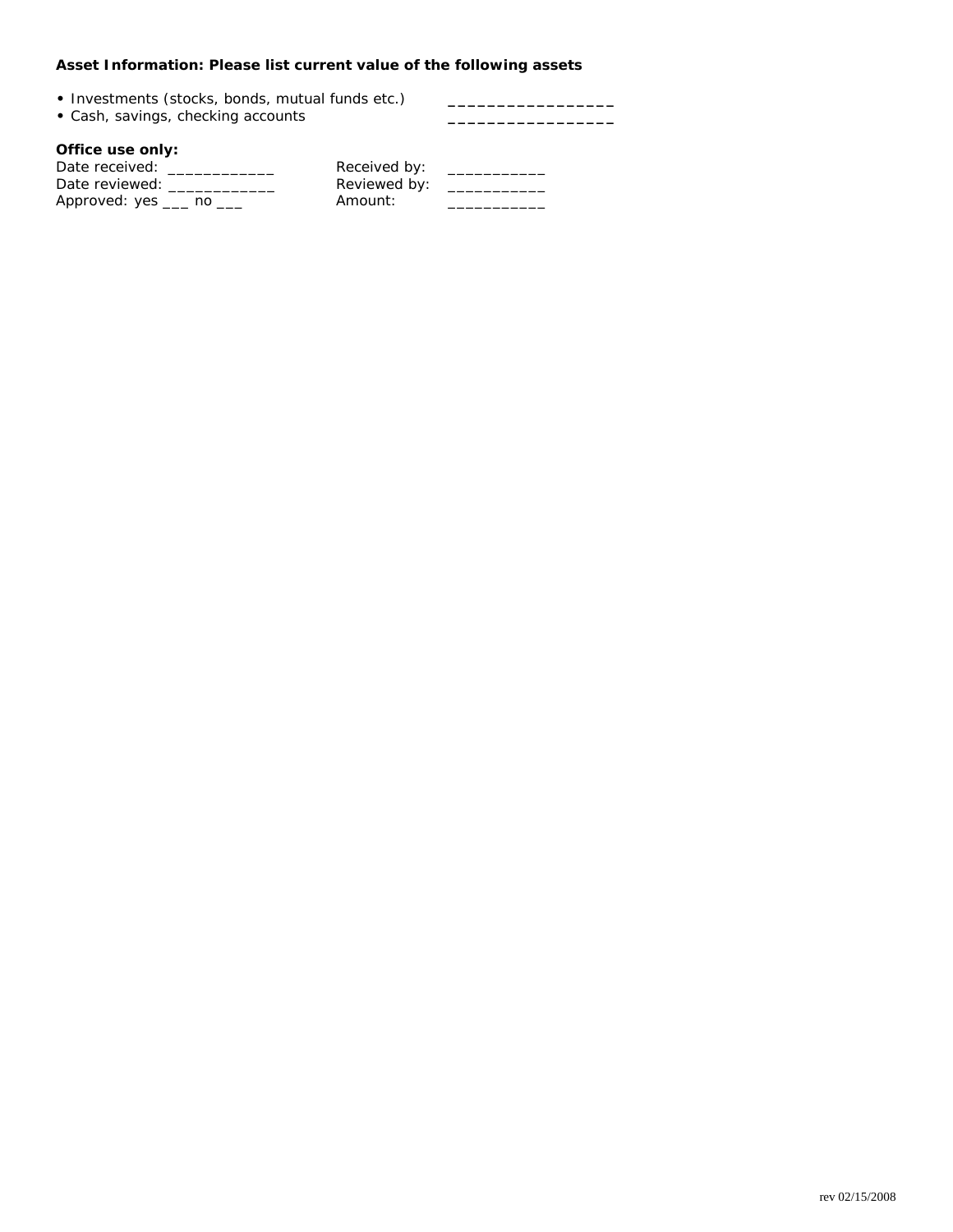**Asset Information: Please list current value of the following assets**

- Investments (stocks, bonds, mutual funds etc.) _________________
- Cash, savings, checking accounts _________________

**Office use only:**

| | |
|---|---|
| Date received: ____________ | Received by: ___________ |
| Date reviewed: ____________ | Reviewed by: ___________ |
| Approved: yes ___ no ___ | Amount: ___________ |

rev 02/15/2008